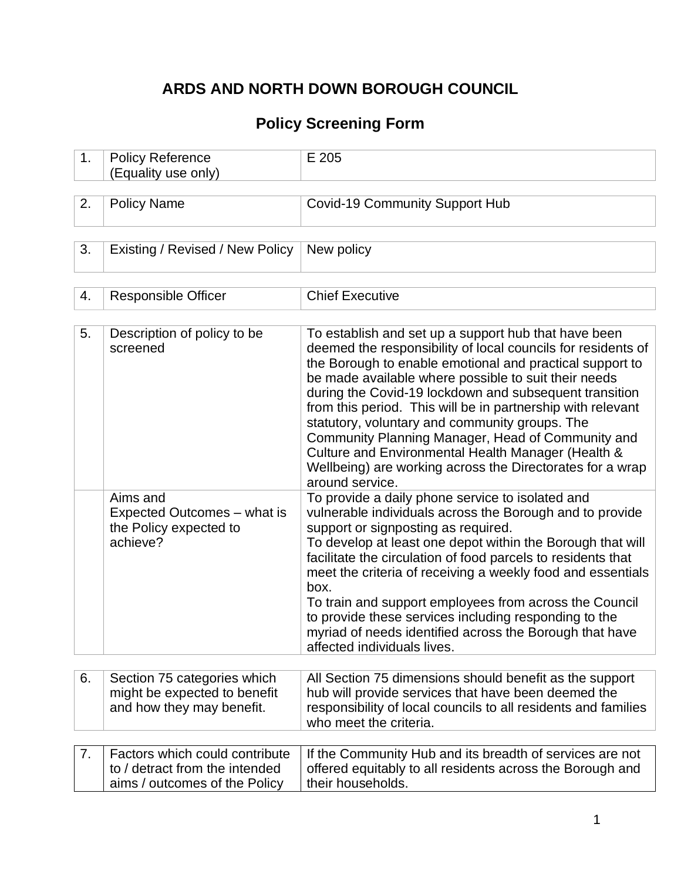# ARDS AND NORTH DOWN BOROUGH COUNCIL

## Policy Screening Form

| 1. | Policy Reference (Equality use only) | E 205 |
|---|---|---|

| 2. | Policy Name | Covid-19 Community Support Hub |
|---|---|---|

| 3. | Existing / Revised / New Policy | New policy |
|---|---|---|

| 4. | Responsible Officer | Chief Executive |
|---|---|---|

| 5. | Description of policy to be screened | To establish and set up a support hub that have been deemed the responsibility of local councils for residents of the Borough to enable emotional and practical support to be made available where possible to suit their needs during the Covid-19 lockdown and subsequent transition from this period. This will be in partnership with relevant statutory, voluntary and community groups. The Community Planning Manager, Head of Community and Culture and Environmental Health Manager (Health & Wellbeing) are working across the Directorates for a wrap around service. |
|---|---|---|
| | Aims and Expected Outcomes – what is the Policy expected to achieve? | To provide a daily phone service to isolated and vulnerable individuals across the Borough and to provide support or signposting as required.<br>To develop at least one depot within the Borough that will facilitate the circulation of food parcels to residents that meet the criteria of receiving a weekly food and essentials box.<br>To train and support employees from across the Council to provide these services including responding to the myriad of needs identified across the Borough that have affected individuals lives. |

| 6. | Section 75 categories which might be expected to benefit and how they may benefit. | All Section 75 dimensions should benefit as the support hub will provide services that have been deemed the responsibility of local councils to all residents and families who meet the criteria. |
|---|---|---|

| 7. | Factors which could contribute to / detract from the intended aims / outcomes of the Policy | If the Community Hub and its breadth of services are not offered equitably to all residents across the Borough and their households. |
|---|---|---|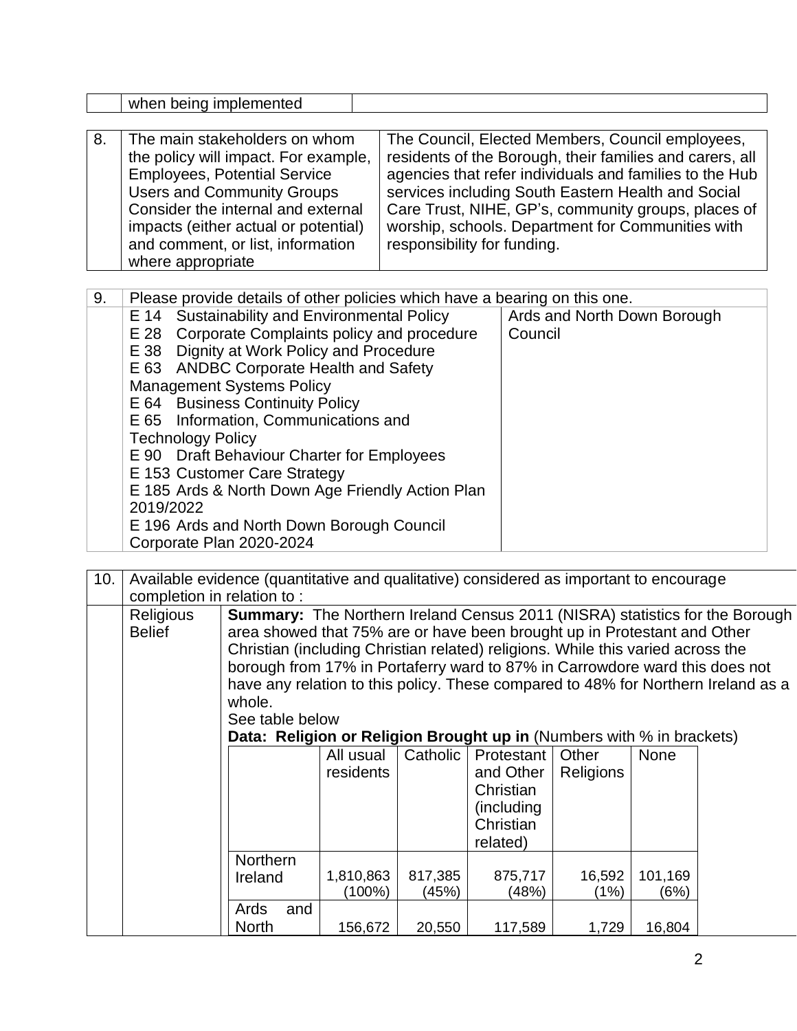| | when being implemented | |
|---|---|---|

| 8. | The main stakeholders on whom the policy will impact. For example, Employees, Potential Service Users and Community Groups Consider the internal and external impacts (either actual or potential) and comment, or list, information where appropriate | The Council, Elected Members, Council employees, residents of the Borough, their families and carers, all agencies that refer individuals and families to the Hub services including South Eastern Health and Social Care Trust, NIHE, GP's, community groups, places of worship, schools. Department for Communities with responsibility for funding. |
|---|---|---|

| 9. | Please provide details of other policies which have a bearing on this one. | |
|---|---|---|
| | E 14 Sustainability and Environmental Policy<br>E 28 Corporate Complaints policy and procedure<br>E 38 Dignity at Work Policy and Procedure<br>E 63 ANDBC Corporate Health and Safety Management Systems Policy<br>E 64 Business Continuity Policy<br>E 65 Information, Communications and Technology Policy<br>E 90 Draft Behaviour Charter for Employees<br>E 153 Customer Care Strategy<br>E 185 Ards & North Down Age Friendly Action Plan 2019/2022<br>E 196 Ards and North Down Borough Council Corporate Plan 2020-2024 | Ards and North Down Borough Council |

| 10. | Available evidence (quantitative and qualitative) considered as important to encourage completion in relation to : |
|---|---|
| | Religious Belief |

**Summary:** The Northern Ireland Census 2011 (NISRA) statistics for the Borough area showed that 75% are or have been brought up in Protestant and Other Christian (including Christian related) religions. While this varied across the borough from 17% in Portaferry ward to 87% in Carrowdore ward this does not have any relation to this policy. These compared to 48% for Northern Ireland as a whole.

See table below

**Data: Religion or Religion Brought up in** (Numbers with % in brackets)

| | All usual residents | Catholic | Protestant and Other Christian (including Christian related) | Other Religions | None |
|---|---|---|---|---|---|
| Northern Ireland | 1,810,863 (100%) | 817,385 (45%) | 875,717 (48%) | 16,592 (1%) | 101,169 (6%) |
| Ards and North | 156,672 | 20,550 | 117,589 | 1,729 | 16,804 |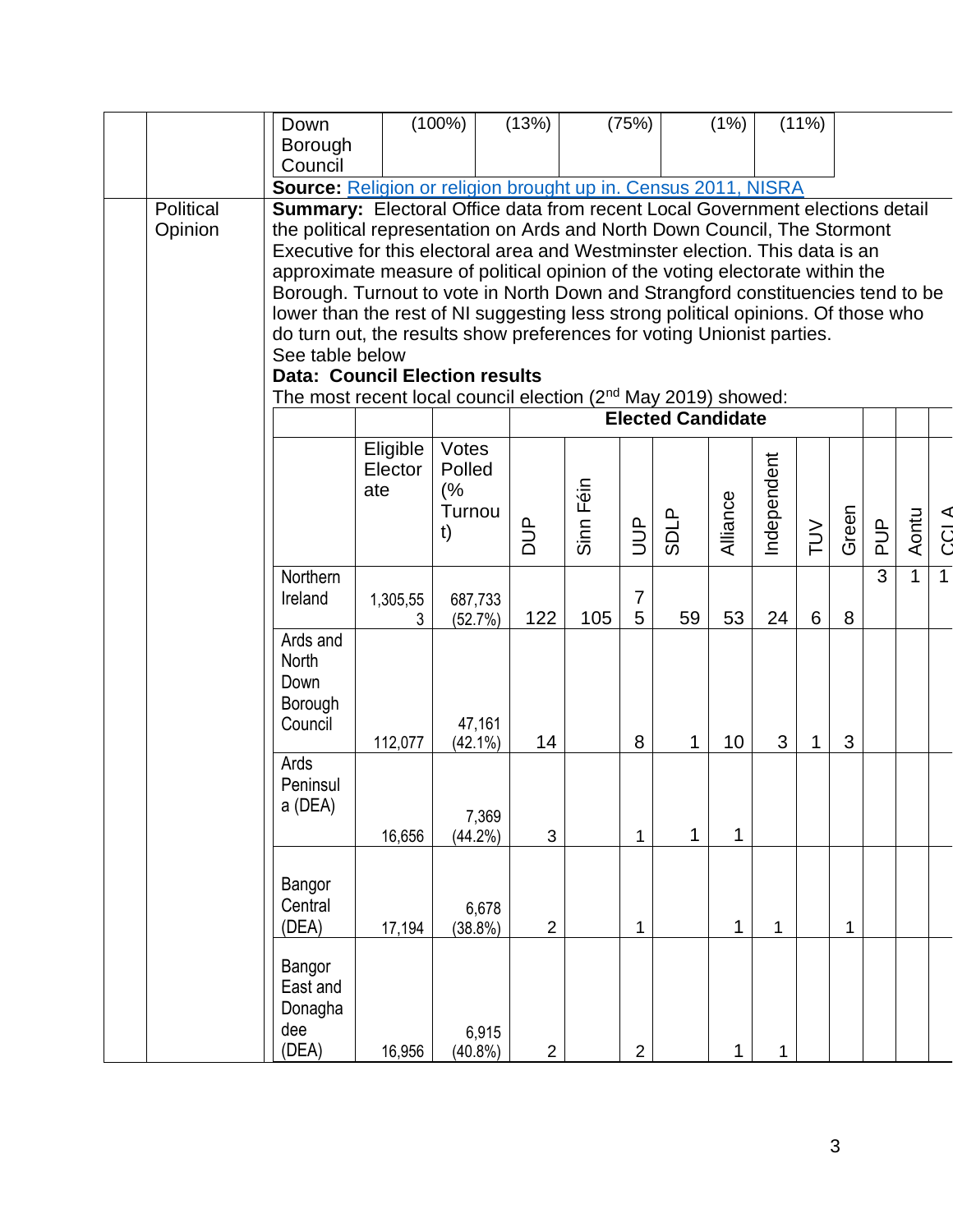| Down Borough Council | (100%) | (13%) | (75%) | (1%) | (11%) |
|---|---|---|---|---|---|

**Source:** Religion or religion brought up in. Census 2011, NISRA

**Political Opinion**

**Summary:** Electoral Office data from recent Local Government elections detail the political representation on Ards and North Down Council, The Stormont Executive for this electoral area and Westminster election. This data is an approximate measure of political opinion of the voting electorate within the Borough. Turnout to vote in North Down and Strangford constituencies tend to be lower than the rest of NI suggesting less strong political opinions. Of those who do turn out, the results show preferences for voting Unionist parties.

See table below

**Data: Council Election results**

The most recent local council election (2nd May 2019) showed:

| | | | Elected Candidate | | | | | | | | | | | |
|---|---|---|---|---|---|---|---|---|---|---|---|---|---|---|
| | Eligible Electorate | Votes Polled (% Turnout) | DUP | Sinn Féin | UUP | SDLP | Alliance | Independent | TUV | Green | PUP | Aontu | CCLA |
| Northern Ireland | 1,305,553 | 687,733 (52.7%) | 122 | 105 | 75 | 59 | 53 | 24 | 6 | 8 | 3 | 1 | 1 |
| Ards and North Down Borough Council | 112,077 | 47,161 (42.1%) | 14 | | 8 | 1 | 10 | 3 | 1 | 3 | | | |
| Ards Peninsula (DEA) | 16,656 | 7,369 (44.2%) | 3 | | 1 | 1 | 1 | | | | | | |
| Bangor Central (DEA) | 17,194 | 6,678 (38.8%) | 2 | | 1 | | 1 | 1 | | 1 | | | |
| Bangor East and Donaghadee (DEA) | 16,956 | 6,915 (40.8%) | 2 | | 2 | | 1 | 1 | | | | | |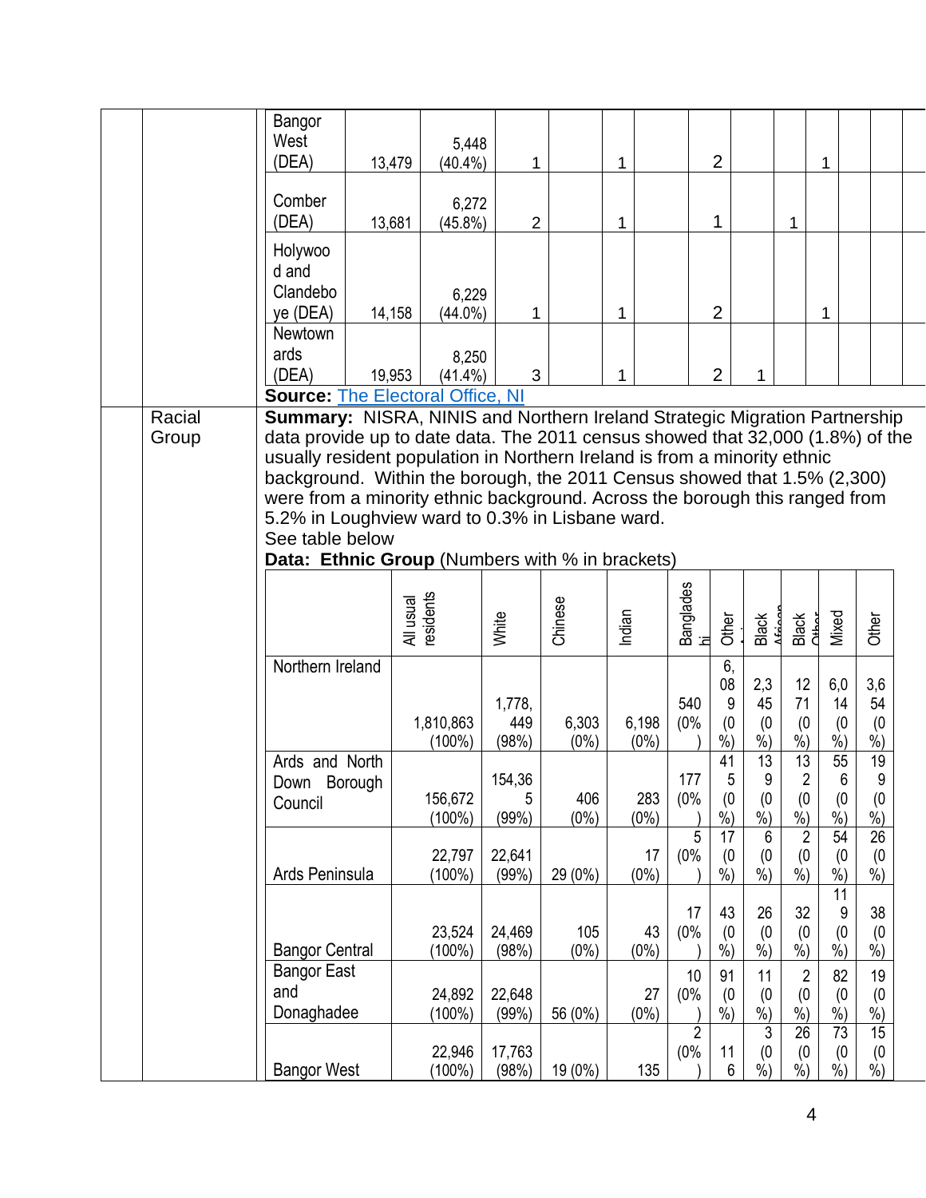| | | | | | | | | | | | | | |
|---|---|---|---|---|---|---|---|---|---|---|---|---|---|
| Bangor West (DEA) | 13,479 | 5,448 (40.4%) | 1 | | 1 | | 2 | | | 1 | | | |
| Comber (DEA) | 13,681 | 6,272 (45.8%) | 2 | | 1 | | 1 | | 1 | | | | |
| Holywood and Clandeboye (DEA) | 14,158 | 6,229 (44.0%) | 1 | | 1 | | 2 | | | 1 | | | |
| Newtownards (DEA) | 19,953 | 8,250 (41.4%) | 3 | | 1 | | 2 | 1 | | | | | |

**Source:** The Electoral Office, NI

Racial Group

**Summary:** NISRA, NINIS and Northern Ireland Strategic Migration Partnership data provide up to date data. The 2011 census showed that 32,000 (1.8%) of the usually resident population in Northern Ireland is from a minority ethnic background. Within the borough, the 2011 Census showed that 1.5% (2,300) were from a minority ethnic background. Across the borough this ranged from 5.2% in Loughview ward to 0.3% in Lisbane ward.

See table below

**Data: Ethnic Group** (Numbers with % in brackets)

| | All usual residents | White | Chinese | Indian | Bangladeshi | Other Asian | Black African | Black Other | Mixed | Other |
|---|---|---|---|---|---|---|---|---|---|---|
| Northern Ireland | 1,810,863 (100%) | 1,778,449 (98%) | 6,303 (0%) | 6,198 (0%) | 540 (0%) | 6,089 (0%) | 2,345 (0%) | 1271 (0%) | 6,014 (0%) | 3,654 (0%) |
| Ards and North Down Borough Council | 156,672 (100%) | 154,365 (99%) | 406 (0%) | 283 (0%) | 177 (0%) | 415 (0%) | 139 (0%) | 132 (0%) | 556 (0%) | 199 (0%) |
| Ards Peninsula | 22,797 (100%) | 22,641 (99%) | 29 (0%) | 17 (0%) | 5 (0%) | 17 (0%) | 6 (0%) | 2 (0%) | 54 (0%) | 26 (0%) |
| Bangor Central | 23,524 (100%) | 24,469 (98%) | 105 (0%) | 43 (0%) | 17 (0%) | 43 (0%) | 26 (0%) | 32 (0%) | 119 (0%) | 38 (0%) |
| Bangor East and Donaghadee | 24,892 (100%) | 22,648 (99%) | 56 (0%) | 27 (0%) | 10 (0%) | 91 (0%) | 11 (0%) | 2 (0%) | 82 (0%) | 19 (0%) |
| Bangor West | 22,946 (100%) | 17,763 (98%) | 19 (0%) | 135 | 2 (0%) | 116 | 3 (0%) | 26 (0%) | 73 (0%) | 15 (0%) |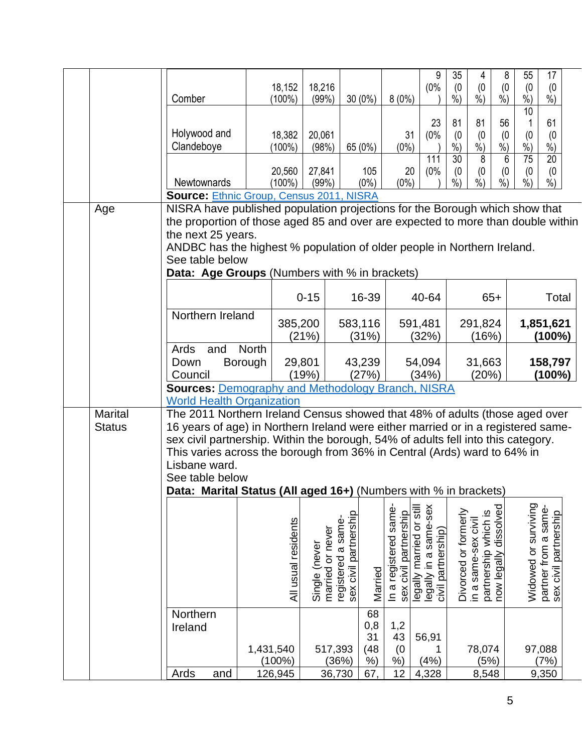| | 18,152 (100%) | 18,216 (99%) | 30 (0%) | 8 (0%) | 9 (0%) | 35 (0%) | 4 (0%) | 8 (0%) | 55 (0%) | 17 (0%) |
|---|---|---|---|---|---|---|---|---|---|---|
| Comber | 18,152 (100%) | 18,216 (99%) | 30 (0%) | 8 (0%) | 9 (0%) | 35 (0%) | 4 (0%) | 8 (0%) | 55 (0%) | 17 (0%) |
| Holywood and Clandeboye | 18,382 (100%) | 20,061 (98%) | 65 (0%) | 31 (0%) | 23 (0%) | 81 (0%) | 81 (0%) | 56 (0%) | 101 (0%) | 61 (0%) |
| Newtownards | 20,560 (100%) | 27,841 (99%) | 105 (0%) | 20 (0%) | 111 (0%) | 30 (0%) | 8 (0%) | 6 (0%) | 75 (0%) | 20 (0%) |

**Source:** Ethnic Group, Census 2011, NISRA

**Age**

NISRA have published population projections for the Borough which show that the proportion of those aged 85 and over are expected to more than double within the next 25 years.

ANDBC has the highest % population of older people in Northern Ireland.

See table below

**Data: Age Groups** (Numbers with % in brackets)

| | 0-15 | 16-39 | 40-64 | 65+ | Total |
|---|---|---|---|---|---|
| Northern Ireland | 385,200 (21%) | 583,116 (31%) | 591,481 (32%) | 291,824 (16%) | **1,851,621 (100%)** |
| Ards and North Down Borough Council | 29,801 (19%) | 43,239 (27%) | 54,094 (34%) | 31,663 (20%) | **158,797 (100%)** |

**Sources:** Demography and Methodology Branch, NISRA
World Health Organization

**Marital Status**

The 2011 Northern Ireland Census showed that 48% of adults (those aged over 16 years of age) in Northern Ireland were either married or in a registered same-sex civil partnership. Within the borough, 54% of adults fell into this category. This varies across the borough from 36% in Central (Ards) ward to 64% in Lisbane ward.

See table below

**Data: Marital Status (All aged 16+)** (Numbers with % in brackets)

| | All usual residents | Single (never married or never registered a same-sex civil partnership | Married | In a registered same-sex civil partnership | legally married or still legally in a same-sex civil partnership) | Divorced or formerly in a same-sex civil partnership which is now legally dissolved | Widowed or surviving partner from a same-sex civil partnership |
|---|---|---|---|---|---|---|---|
| Northern Ireland | 1,431,540 (100%) | 517,393 (36%) | 680,831 (48%) | 1,243 (0%) | 56,911 (4%) | 78,074 (5%) | 97,088 (7%) |
| Ards and | 126,945 | 36,730 | 67, | 12 | 4,328 | 8,548 | 9,350 |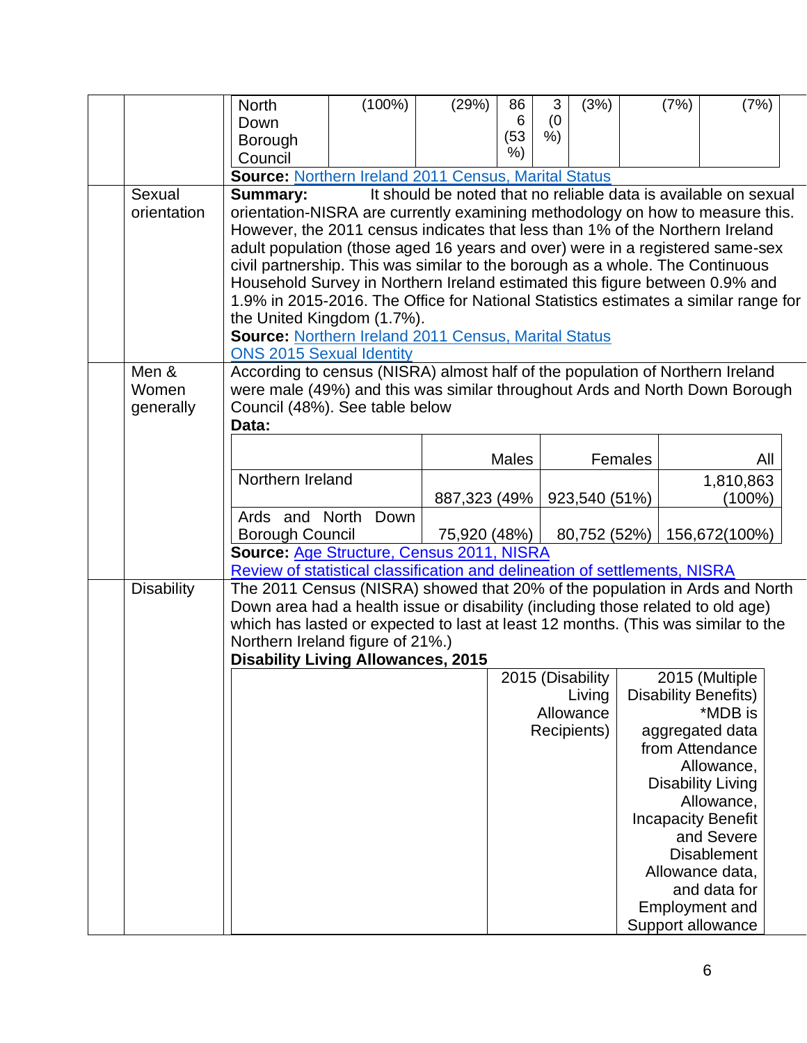| North Down Borough Council | (100%) | (29%) | 866 (53%) | 3 (0%) | (3%) | (7%) | (7%) |
|---|---|---|---|---|---|---|---|

**Source:** Northern Ireland 2011 Census, Marital Status

**Sexual orientation**

**Summary:** It should be noted that no reliable data is available on sexual orientation-NISRA are currently examining methodology on how to measure this. However, the 2011 census indicates that less than 1% of the Northern Ireland adult population (those aged 16 years and over) were in a registered same-sex civil partnership. This was similar to the borough as a whole. The Continuous Household Survey in Northern Ireland estimated this figure between 0.9% and 1.9% in 2015-2016. The Office for National Statistics estimates a similar range for the United Kingdom (1.7%).

**Source:** Northern Ireland 2011 Census, Marital Status
ONS 2015 Sexual Identity

**Men & Women generally**

According to census (NISRA) almost half of the population of Northern Ireland were male (49%) and this was similar throughout Ards and North Down Borough Council (48%). See table below

**Data:**

| | Males | Females | All |
|---|---|---|---|
| Northern Ireland | 887,323 (49% | 923,540 (51%) | 1,810,863 (100%) |
| Ards and North Down Borough Council | 75,920 (48%) | 80,752 (52%) | 156,672(100%) |

**Source:** Age Structure, Census 2011, NISRA
Review of statistical classification and delineation of settlements, NISRA

**Disability**

The 2011 Census (NISRA) showed that 20% of the population in Ards and North Down area had a health issue or disability (including those related to old age) which has lasted or expected to last at least 12 months. (This was similar to the Northern Ireland figure of 21%.)

**Disability Living Allowances, 2015**

| | 2015 (Disability Living Allowance Recipients) | 2015 (Multiple Disability Benefits) *MDB is aggregated data from Attendance Allowance, Disability Living Allowance, Incapacity Benefit and Severe Disablement Allowance data, and data for Employment and Support allowance |
|---|---|---|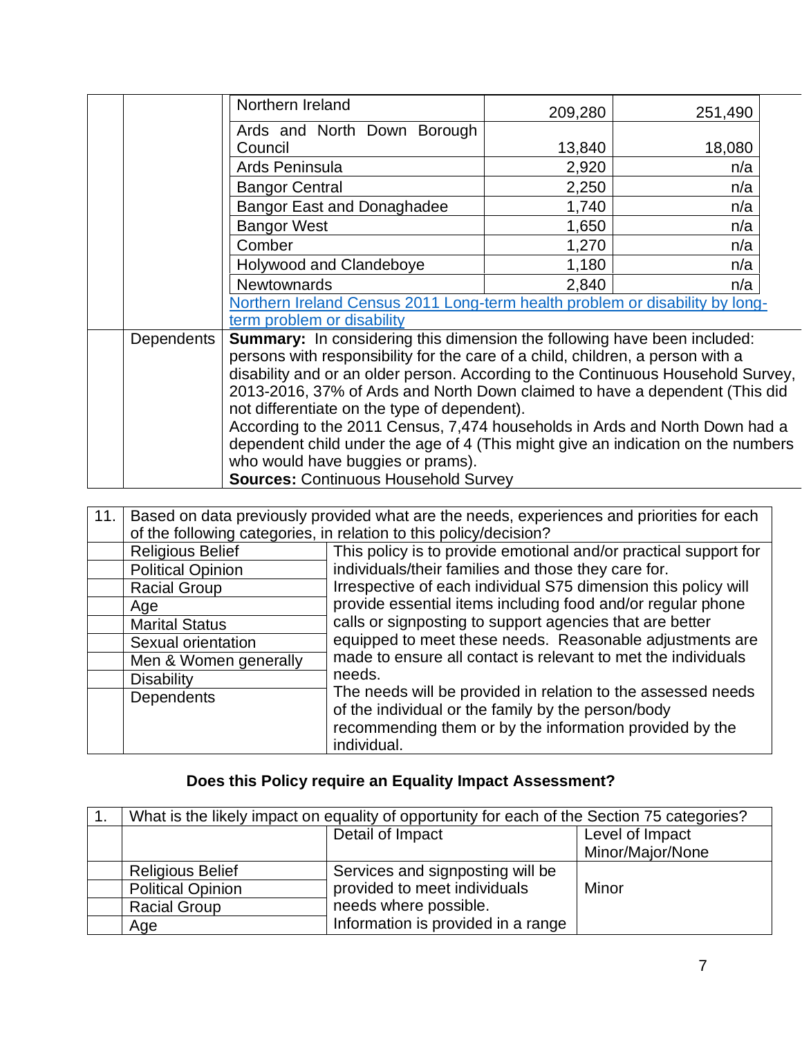| | | | | |
|---|---|---|---|---|
| | | Northern Ireland | 209,280 | 251,490 |
| | | Ards and North Down Borough Council | 13,840 | 18,080 |
| | | Ards Peninsula | 2,920 | n/a |
| | | Bangor Central | 2,250 | n/a |
| | | Bangor East and Donaghadee | 1,740 | n/a |
| | | Bangor West | 1,650 | n/a |
| | | Comber | 1,270 | n/a |
| | | Holywood and Clandeboye | 1,180 | n/a |
| | | Newtownards | 2,840 | n/a |
| | | Northern Ireland Census 2011 Long-term health problem or disability by long-term problem or disability | | |
| | Dependents | **Summary:** In considering this dimension the following have been included: persons with responsibility for the care of a child, children, a person with a disability and or an older person. According to the Continuous Household Survey, 2013-2016, 37% of Ards and North Down claimed to have a dependent (This did not differentiate on the type of dependent).<br>According to the 2011 Census, 7,474 households in Ards and North Down had a dependent child under the age of 4 (This might give an indication on the numbers who would have buggies or prams).<br>**Sources:** Continuous Household Survey | | |

| 11. | Based on data previously provided what are the needs, experiences and priorities for each of the following categories, in relation to this policy/decision? | |
|---|---|---|
| | Religious Belief | This policy is to provide emotional and/or practical support for individuals/their families and those they care for.<br>Irrespective of each individual S75 dimension this policy will provide essential items including food and/or regular phone calls or signposting to support agencies that are better equipped to meet these needs. Reasonable adjustments are made to ensure all contact is relevant to met the individuals needs.<br>The needs will be provided in relation to the assessed needs of the individual or the family by the person/body recommending them or by the information provided by the individual. |
| | Political Opinion | |
| | Racial Group | |
| | Age | |
| | Marital Status | |
| | Sexual orientation | |
| | Men & Women generally | |
| | Disability | |
| | Dependents | |

**Does this Policy require an Equality Impact Assessment?**

| 1. | What is the likely impact on equality of opportunity for each of the Section 75 categories? | | |
|---|---|---|---|
| | | Detail of Impact | Level of Impact Minor/Major/None |
| | Religious Belief | Services and signposting will be provided to meet individuals needs where possible.<br>Information is provided in a range | Minor |
| | Political Opinion | | |
| | Racial Group | | |
| | Age | | |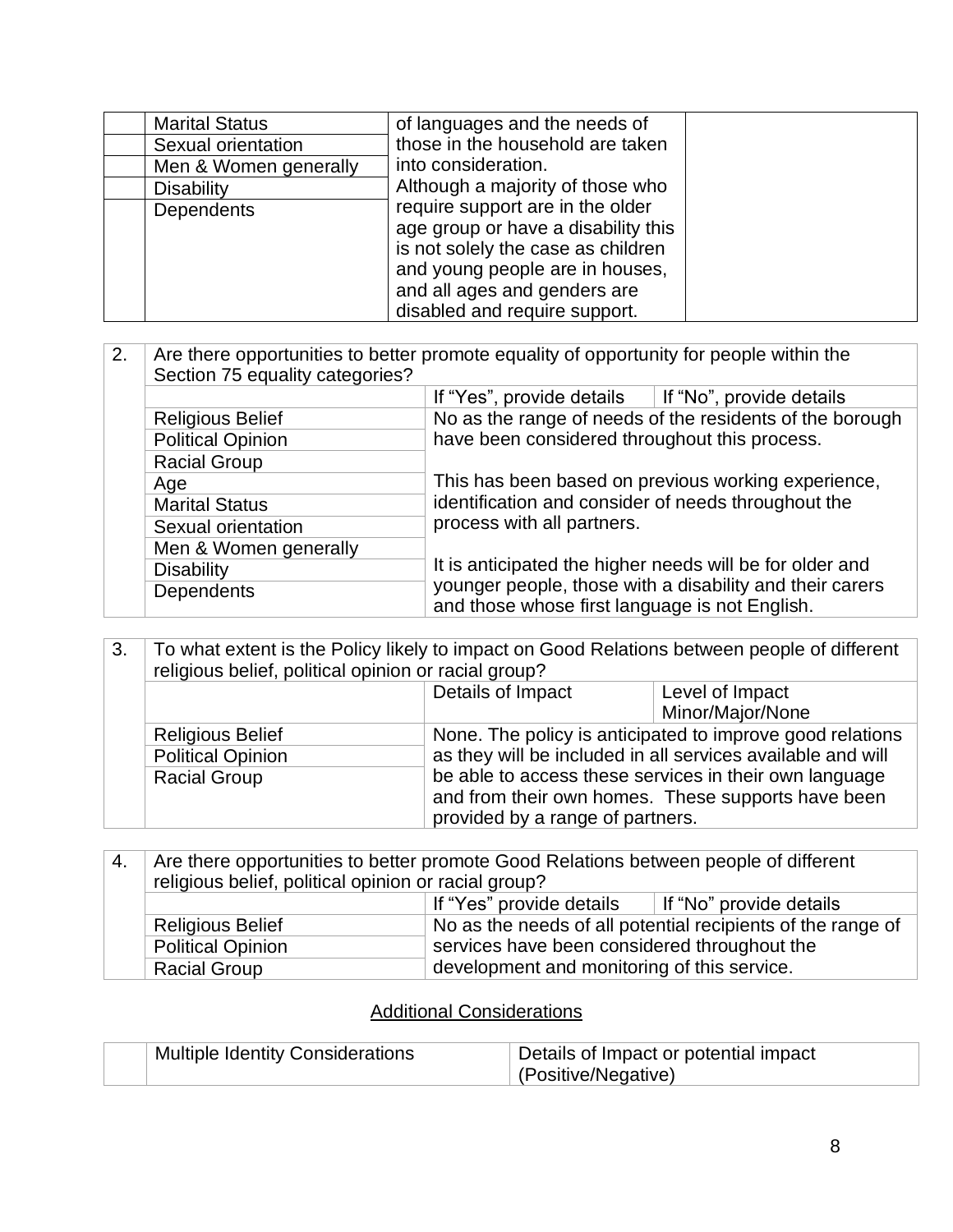| | | | |
|---|---|---|---|
| | Marital Status | of languages and the needs of those in the household are taken into consideration. Although a majority of those who require support are in the older age group or have a disability this is not solely the case as children and young people are in houses, and all ages and genders are disabled and require support. | |
| | Sexual orientation | | |
| | Men & Women generally | | |
| | Disability | | |
| | Dependents | | |

| 2. | Are there opportunities to better promote equality of opportunity for people within the Section 75 equality categories? | | |
|---|---|---|---|
| | | If "Yes", provide details | If "No", provide details |
| | Religious Belief | No as the range of needs of the residents of the borough have been considered throughout this process.<br><br>This has been based on previous working experience, identification and consider of needs throughout the process with all partners.<br><br>It is anticipated the higher needs will be for older and younger people, those with a disability and their carers and those whose first language is not English. | |
| | Political Opinion | | |
| | Racial Group | | |
| | Age | | |
| | Marital Status | | |
| | Sexual orientation | | |
| | Men & Women generally | | |
| | Disability | | |
| | Dependents | | |

| 3. | To what extent is the Policy likely to impact on Good Relations between people of different religious belief, political opinion or racial group? | | |
|---|---|---|---|
| | | Details of Impact | Level of Impact Minor/Major/None |
| | Religious Belief | None. The policy is anticipated to improve good relations as they will be included in all services available and will be able to access these services in their own language and from their own homes. These supports have been provided by a range of partners. | |
| | Political Opinion | | |
| | Racial Group | | |

| 4. | Are there opportunities to better promote Good Relations between people of different religious belief, political opinion or racial group? | | |
|---|---|---|---|
| | | If "Yes" provide details | If "No" provide details |
| | Religious Belief | No as the needs of all potential recipients of the range of services have been considered throughout the development and monitoring of this service. | |
| | Political Opinion | | |
| | Racial Group | | |

<u>Additional Considerations</u>

| | Multiple Identity Considerations | Details of Impact or potential impact (Positive/Negative) |
|---|---|---|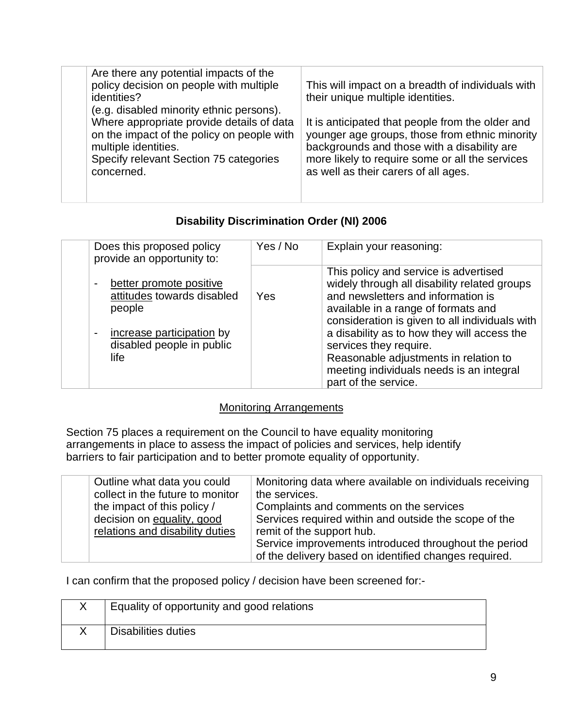| | Are there any potential impacts of the policy decision on people with multiple identities?<br>(e.g. disabled minority ethnic persons).<br>Where appropriate provide details of data on the impact of the policy on people with multiple identities.<br>Specify relevant Section 75 categories concerned. | This will impact on a breadth of individuals with their unique multiple identities.<br><br>It is anticipated that people from the older and younger age groups, those from ethnic minority backgrounds and those with a disability are more likely to require some or all the services as well as their carers of all ages. |
|---|---|---|

**Disability Discrimination Order (NI) 2006**

| | Does this proposed policy provide an opportunity to:<br><br>- better promote positive attitudes towards disabled people<br><br>- increase participation by disabled people in public life | Yes / No | Explain your reasoning: |
|---|---|---|---|
| | | Yes | This policy and service is advertised widely through all disability related groups and newsletters and information is available in a range of formats and consideration is given to all individuals with a disability as to how they will access the services they require.<br>Reasonable adjustments in relation to meeting individuals needs is an integral part of the service. |

Monitoring Arrangements

Section 75 places a requirement on the Council to have equality monitoring arrangements in place to assess the impact of policies and services, help identify barriers to fair participation and to better promote equality of opportunity.

| | Outline what data you could collect in the future to monitor the impact of this policy / decision on equality, good relations and disability duties | Monitoring data where available on individuals receiving the services.<br>Complaints and comments on the services<br>Services required within and outside the scope of the remit of the support hub.<br>Service improvements introduced throughout the period of the delivery based on identified changes required. |
|---|---|---|

I can confirm that the proposed policy / decision have been screened for:-

| X | Equality of opportunity and good relations |
|---|---|
| X | Disabilities duties |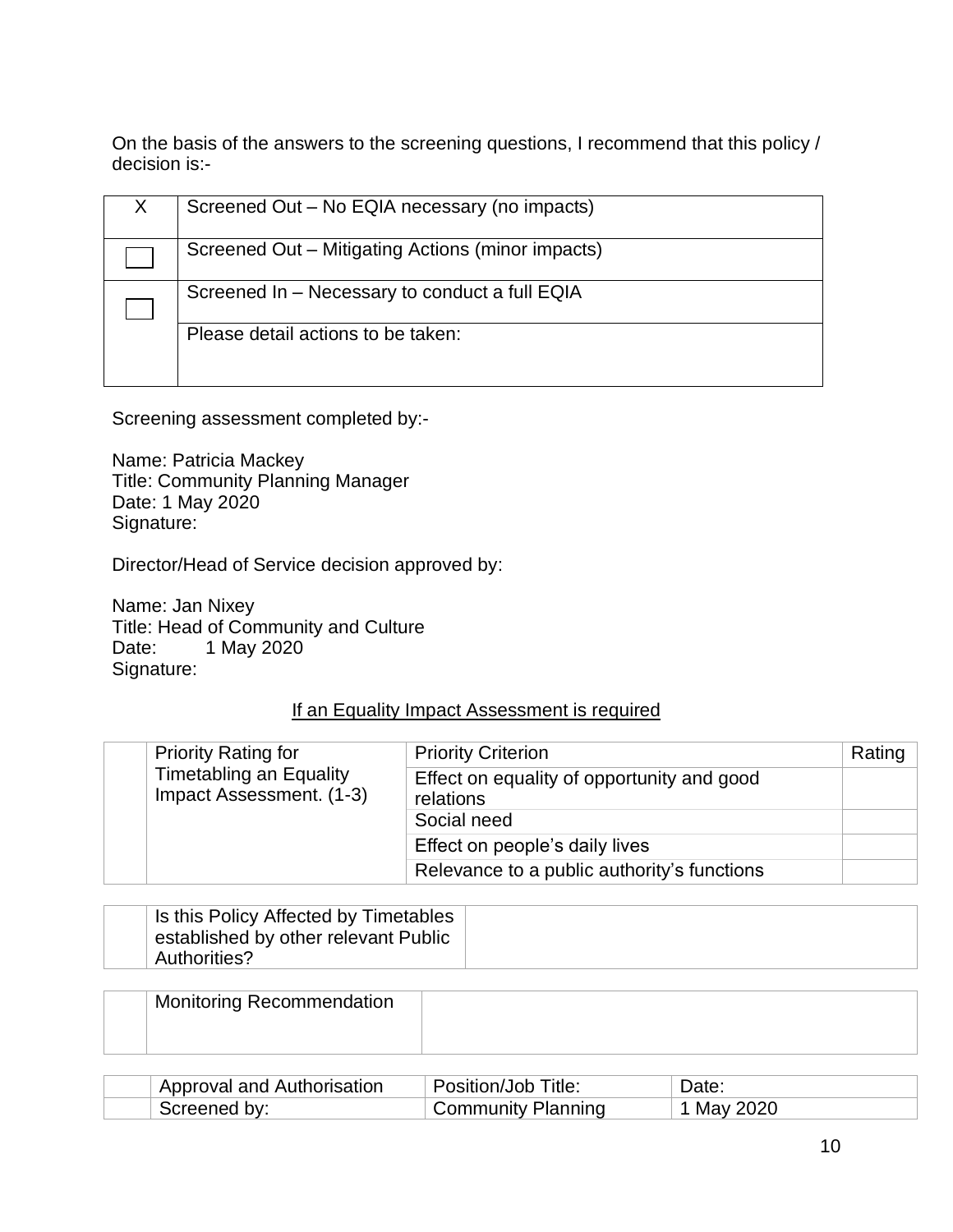On the basis of the answers to the screening questions, I recommend that this policy / decision is:-

| | |
|---|---|
| X | Screened Out – No EQIA necessary (no impacts) |
| ☐ | Screened Out – Mitigating Actions (minor impacts) |
| ☐ | Screened In – Necessary to conduct a full EQIA |
| | Please detail actions to be taken: |

Screening assessment completed by:-

Name: Patricia Mackey
Title: Community Planning Manager
Date: 1 May 2020
Signature:

Director/Head of Service decision approved by:

Name: Jan Nixey
Title: Head of Community and Culture
Date: 1 May 2020
Signature:

If an Equality Impact Assessment is required

| | | Priority Criterion | Rating |
|---|---|---|---|
| | Priority Rating for Timetabling an Equality Impact Assessment. (1-3) | Effect on equality of opportunity and good relations | |
| | | Social need | |
| | | Effect on people's daily lives | |
| | | Relevance to a public authority's functions | |

| | | |
|---|---|---|
| | Is this Policy Affected by Timetables established by other relevant Public Authorities? | |

| | | |
|---|---|---|
| | Monitoring Recommendation | |

| | Approval and Authorisation | Position/Job Title: | Date: |
|---|---|---|---|
| | Screened by: | Community Planning | 1 May 2020 |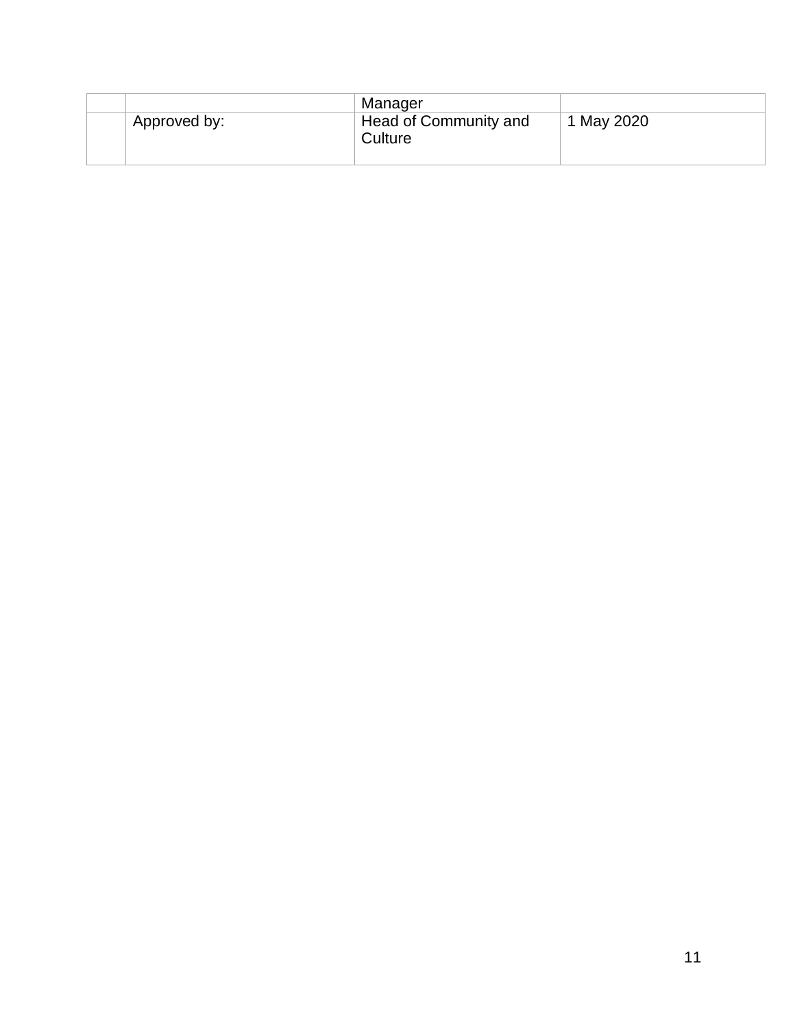| | | | |
|---|---|---|---|
| | | Manager | |
| | Approved by: | Head of Community and Culture | 1 May 2020 |